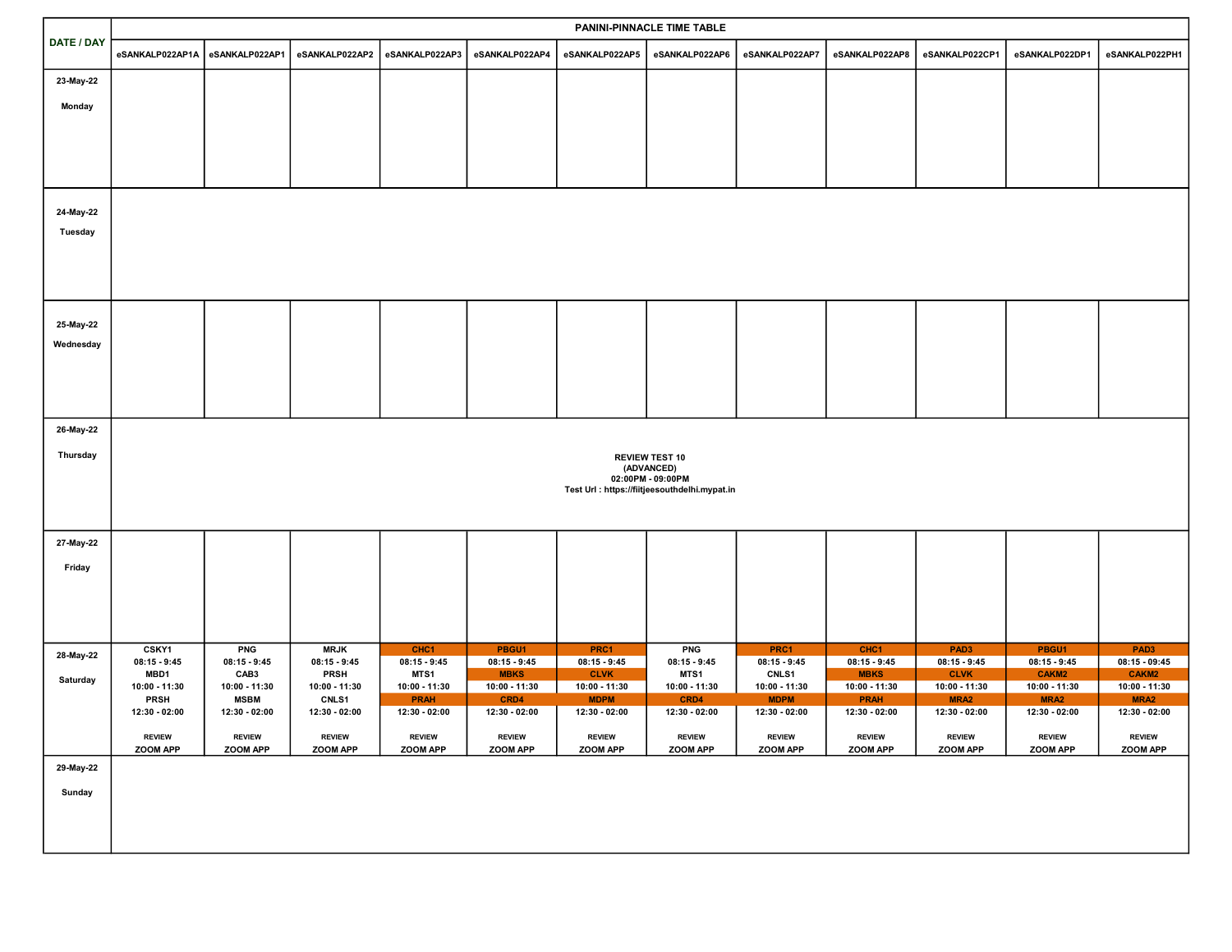| DATE / DAY | PANINI-PINNACLE TIME TABLE | | | | | | | | | | | |
|---|---|---|---|---|---|---|---|---|---|---|---|---|
| | eSANKALP022AP1A | eSANKALP022AP1 | eSANKALP022AP2 | eSANKALP022AP3 | eSANKALP022AP4 | eSANKALP022AP5 | eSANKALP022AP6 | eSANKALP022AP7 | eSANKALP022AP8 | eSANKALP022CP1 | eSANKALP022DP1 | eSANKALP022PH1 |
| 23-May-22 Monday | | | | | | | | | | | | |
| 24-May-22 Tuesday | | | | | | | | | | | | |
| 25-May-22 Wednesday | | | | | | | | | | | | |
| 26-May-22 Thursday | REVIEW TEST 10 (ADVANCED) 02:00PM - 09:00PM Test Url : https://fiitjeesouthdelhi.mypat.in | | | | | | | | | | | |
| 27-May-22 Friday | | | | | | | | | | | | |
| 28-May-22 Saturday | CSKY1 08:15 - 9:45 MBD1 10:00 - 11:30 PRSH 12:30 - 02:00 REVIEW ZOOM APP | PNG 08:15 - 9:45 CAB3 10:00 - 11:30 MSBM 12:30 - 02:00 REVIEW ZOOM APP | MRJK 08:15 - 9:45 PRSH 10:00 - 11:30 CNLS1 12:30 - 02:00 REVIEW ZOOM APP | CHC1 08:15 - 9:45 MTS1 10:00 - 11:30 PRAH 12:30 - 02:00 REVIEW ZOOM APP | PBGU1 08:15 - 9:45 MBKS 10:00 - 11:30 CRD4 12:30 - 02:00 REVIEW ZOOM APP | PRC1 08:15 - 9:45 CLVK 10:00 - 11:30 MDPM 12:30 - 02:00 REVIEW ZOOM APP | PNG 08:15 - 9:45 MTS1 10:00 - 11:30 CRD4 12:30 - 02:00 REVIEW ZOOM APP | PRC1 08:15 - 9:45 CNLS1 10:00 - 11:30 MDPM 12:30 - 02:00 REVIEW ZOOM APP | CHC1 08:15 - 9:45 MBKS 10:00 - 11:30 PRAH 12:30 - 02:00 REVIEW ZOOM APP | PAD3 08:15 - 9:45 CLVK 10:00 - 11:30 MRA2 12:30 - 02:00 REVIEW ZOOM APP | PBGU1 08:15 - 9:45 CAKM2 10:00 - 11:30 MRA2 12:30 - 02:00 REVIEW ZOOM APP | PAD3 08:15 - 09:45 CAKM2 10:00 - 11:30 MRA2 12:30 - 02:00 REVIEW ZOOM APP |
| 29-May-22 Sunday | | | | | | | | | | | | |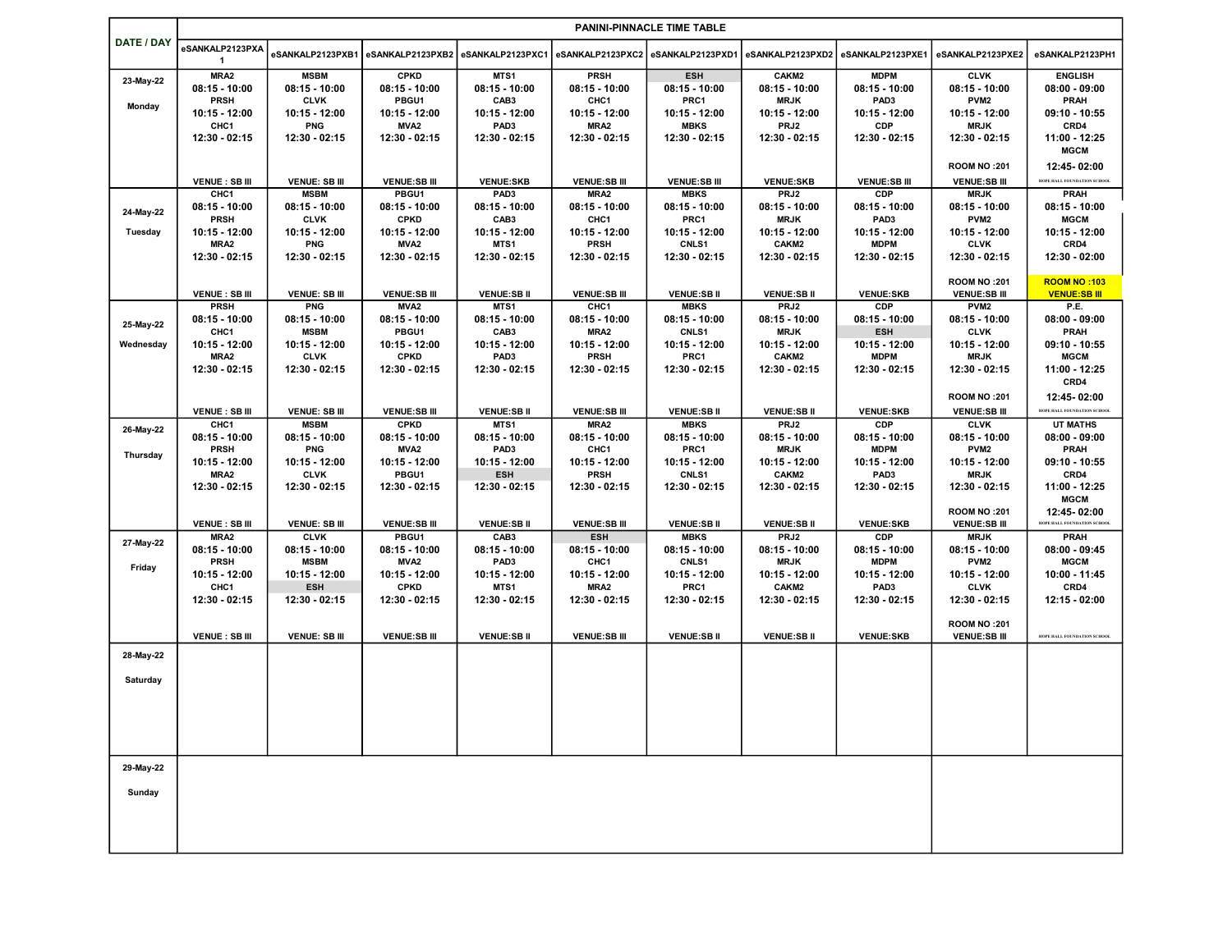| DATE / DAY | PANINI-PINNACLE TIME TABLE | | | | | | | | | |
|---|---|---|---|---|---|---|---|---|---|---|
| | eSANKALP2123PXA1 | eSANKALP2123PXB1 | eSANKALP2123PXB2 | eSANKALP2123PXC1 | eSANKALP2123PXC2 | eSANKALP2123PXD1 | eSANKALP2123PXD2 | eSANKALP2123PXE1 | eSANKALP2123PXE2 | eSANKALP2123PH1 |
| 23-May-22 Monday | MRA2 08:15 - 10:00 PRSH 10:15 - 12:00 CHC1 12:30 - 02:15 VENUE : SB III | MSBM 08:15 - 10:00 CLVK 10:15 - 12:00 PNG 12:30 - 02:15 VENUE: SB III | CPKD 08:15 - 10:00 PBGU1 10:15 - 12:00 MVA2 12:30 - 02:15 VENUE:SB III | MTS1 08:15 - 10:00 CAB3 10:15 - 12:00 PAD3 12:30 - 02:15 VENUE:SKB | PRSH 08:15 - 10:00 CHC1 10:15 - 12:00 MRA2 12:30 - 02:15 VENUE:SB III | ESH 08:15 - 10:00 PRC1 10:15 - 12:00 MBKS 12:30 - 02:15 VENUE:SB III | CAKM2 08:15 - 10:00 MRJK 10:15 - 12:00 PRJ2 12:30 - 02:15 VENUE:SKB | MDPM 08:15 - 10:00 PAD3 10:15 - 12:00 CDP 12:30 - 02:15 VENUE:SB III | CLVK 08:15 - 10:00 PVM2 10:15 - 12:00 MRJK 12:30 - 02:15 ROOM NO :201 VENUE:SB III | ENGLISH 08:00 - 09:00 PRAH 09:10 - 10:55 CRD4 11:00 - 12:25 MGCM 12:45- 02:00 HOPE HALL FOUNDATION SCHOOL |
| 24-May-22 Tuesday | CHC1 08:15 - 10:00 PRSH 10:15 - 12:00 MRA2 12:30 - 02:15 VENUE : SB III | MSBM 08:15 - 10:00 CLVK 10:15 - 12:00 PNG 12:30 - 02:15 VENUE: SB III | PBGU1 08:15 - 10:00 CPKD 10:15 - 12:00 MVA2 12:30 - 02:15 VENUE:SB III | PAD3 08:15 - 10:00 CAB3 10:15 - 12:00 MTS1 12:30 - 02:15 VENUE:SB II | MRA2 08:15 - 10:00 CHC1 10:15 - 12:00 PRSH 12:30 - 02:15 VENUE:SB III | MBKS 08:15 - 10:00 PRC1 10:15 - 12:00 CNLS1 12:30 - 02:15 VENUE:SB II | PRJ2 08:15 - 10:00 MRJK 10:15 - 12:00 CAKM2 12:30 - 02:15 VENUE:SB II | CDP 08:15 - 10:00 PAD3 10:15 - 12:00 MDPM 12:30 - 02:15 VENUE:SKB | MRJK 08:15 - 10:00 PVM2 10:15 - 12:00 CLVK 12:30 - 02:15 ROOM NO :201 VENUE:SB III | PRAH 08:15 - 10:00 MGCM 10:15 - 12:00 CRD4 12:30 - 02:00 ROOM NO :103 VENUE:SB III |
| 25-May-22 Wednesday | PRSH 08:15 - 10:00 CHC1 10:15 - 12:00 MRA2 12:30 - 02:15 VENUE : SB III | PNG 08:15 - 10:00 MSBM 10:15 - 12:00 CLVK 12:30 - 02:15 VENUE: SB III | MVA2 08:15 - 10:00 PBGU1 10:15 - 12:00 CPKD 12:30 - 02:15 VENUE:SB III | MTS1 08:15 - 10:00 CAB3 10:15 - 12:00 PAD3 12:30 - 02:15 VENUE:SB II | CHC1 08:15 - 10:00 MRA2 10:15 - 12:00 PRSH 12:30 - 02:15 VENUE:SB III | MBKS 08:15 - 10:00 CNLS1 10:15 - 12:00 PRC1 12:30 - 02:15 VENUE:SB II | PRJ2 08:15 - 10:00 MRJK 10:15 - 12:00 CAKM2 12:30 - 02:15 VENUE:SB II | CDP 08:15 - 10:00 ESH 10:15 - 12:00 MDPM 12:30 - 02:15 VENUE:SKB | PVM2 08:15 - 10:00 CLVK 10:15 - 12:00 MRJK 12:30 - 02:15 ROOM NO :201 VENUE:SB III | P.E. 08:00 - 09:00 PRAH 09:10 - 10:55 MGCM 11:00 - 12:25 CRD4 12:45- 02:00 HOPE HALL FOUNDATION SCHOOL |
| 26-May-22 Thursday | CHC1 08:15 - 10:00 PRSH 10:15 - 12:00 MRA2 12:30 - 02:15 VENUE : SB III | MSBM 08:15 - 10:00 PNG 10:15 - 12:00 CLVK 12:30 - 02:15 VENUE: SB III | CPKD 08:15 - 10:00 MVA2 10:15 - 12:00 PBGU1 12:30 - 02:15 VENUE:SB III | MTS1 08:15 - 10:00 PAD3 10:15 - 12:00 ESH 12:30 - 02:15 VENUE:SB II | MRA2 08:15 - 10:00 CHC1 10:15 - 12:00 PRSH 12:30 - 02:15 VENUE:SB III | MBKS 08:15 - 10:00 PRC1 10:15 - 12:00 CNLS1 12:30 - 02:15 VENUE:SB II | PRJ2 08:15 - 10:00 MRJK 10:15 - 12:00 CAKM2 12:30 - 02:15 VENUE:SB II | CDP 08:15 - 10:00 MDPM 10:15 - 12:00 PAD3 12:30 - 02:15 VENUE:SKB | CLVK 08:15 - 10:00 PVM2 10:15 - 12:00 MRJK 12:30 - 02:15 ROOM NO :201 VENUE:SB III | UT MATHS 08:00 - 09:00 PRAH 09:10 - 10:55 CRD4 11:00 - 12:25 MGCM 12:45- 02:00 HOPE HALL FOUNDATION SCHOOL |
| 27-May-22 Friday | MRA2 08:15 - 10:00 PRSH 10:15 - 12:00 CHC1 12:30 - 02:15 VENUE : SB III | CLVK 08:15 - 10:00 MSBM 10:15 - 12:00 ESH 12:30 - 02:15 VENUE: SB III | PBGU1 08:15 - 10:00 MVA2 10:15 - 12:00 CPKD 12:30 - 02:15 VENUE:SB III | CAB3 08:15 - 10:00 PAD3 10:15 - 12:00 MTS1 12:30 - 02:15 VENUE:SB II | ESH 08:15 - 10:00 CHC1 10:15 - 12:00 MRA2 12:30 - 02:15 VENUE:SB III | MBKS 08:15 - 10:00 CNLS1 10:15 - 12:00 PRC1 12:30 - 02:15 VENUE:SB II | PRJ2 08:15 - 10:00 MRJK 10:15 - 12:00 CAKM2 12:30 - 02:15 VENUE:SB II | CDP 08:15 - 10:00 MDPM 10:15 - 12:00 PAD3 12:30 - 02:15 VENUE:SKB | MRJK 08:15 - 10:00 PVM2 10:15 - 12:00 CLVK 12:30 - 02:15 ROOM NO :201 VENUE:SB III | PRAH 08:00 - 09:45 MGCM 10:00 - 11:45 CRD4 12:15 - 02:00 HOPE HALL FOUNDATION SCHOOL |
| 28-May-22 Saturday | | | | | | | | | | |
| 29-May-22 Sunday | | | | | | | | | | |